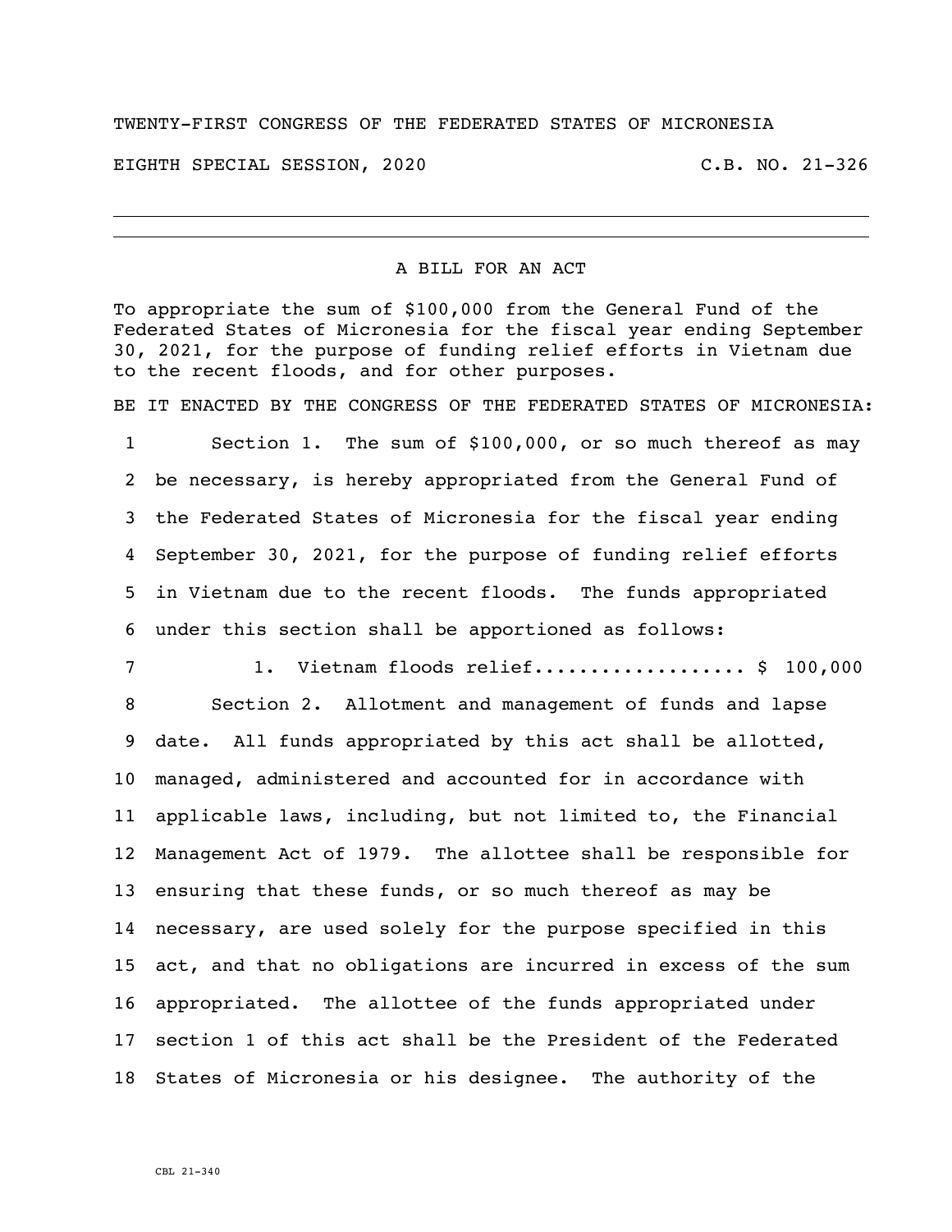TWENTY-FIRST CONGRESS OF THE FEDERATED STATES OF MICRONESIA

EIGHTH SPECIAL SESSION, 2020 C.B. NO. 21-326

---

## A BILL FOR AN ACT

To appropriate the sum of $100,000 from the General Fund of the Federated States of Micronesia for the fiscal year ending September 30, 2021, for the purpose of funding relief efforts in Vietnam due to the recent floods, and for other purposes.

BE IT ENACTED BY THE CONGRESS OF THE FEDERATED STATES OF MICRONESIA:

1 Section 1. The sum of $100,000, or so much thereof as may
2 be necessary, is hereby appropriated from the General Fund of
3 the Federated States of Micronesia for the fiscal year ending
4 September 30, 2021, for the purpose of funding relief efforts
5 in Vietnam due to the recent floods. The funds appropriated
6 under this section shall be apportioned as follows:

7 1. Vietnam floods relief.................. $ 100,000

8 Section 2. Allotment and management of funds and lapse
9 date. All funds appropriated by this act shall be allotted,
10 managed, administered and accounted for in accordance with
11 applicable laws, including, but not limited to, the Financial
12 Management Act of 1979. The allottee shall be responsible for
13 ensuring that these funds, or so much thereof as may be
14 necessary, are used solely for the purpose specified in this
15 act, and that no obligations are incurred in excess of the sum
16 appropriated. The allottee of the funds appropriated under
17 section 1 of this act shall be the President of the Federated
18 States of Micronesia or his designee. The authority of the

CBL 21-340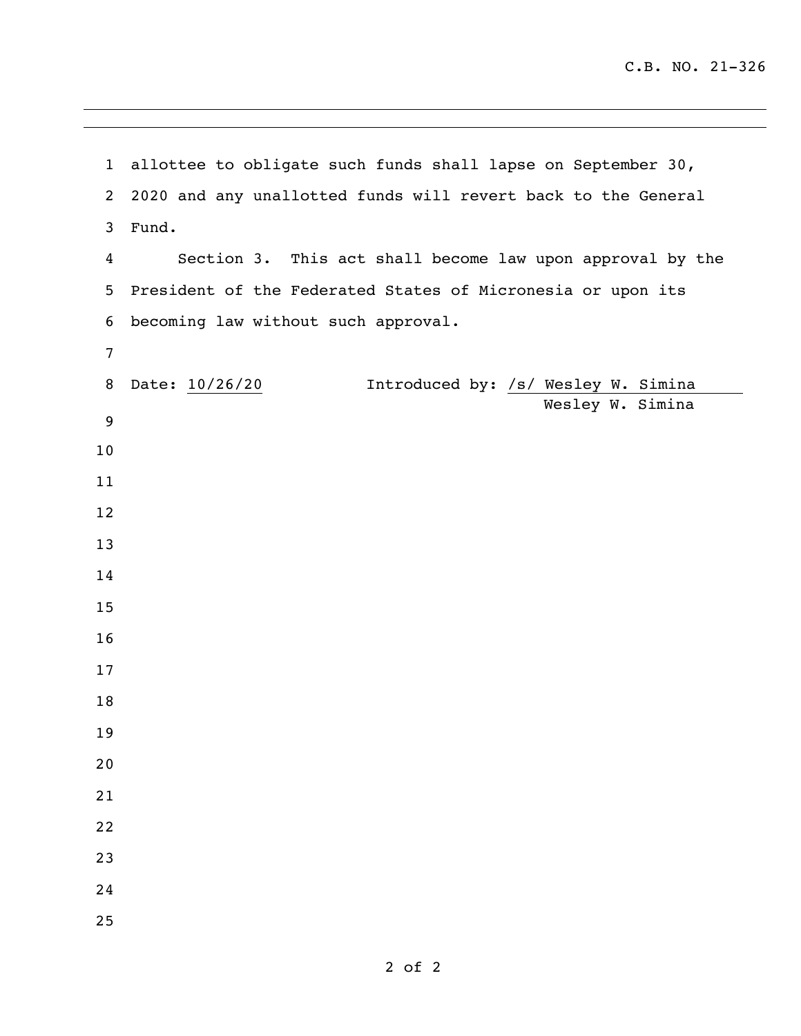allottee to obligate such funds shall lapse on September 30, 2020 and any unallotted funds will revert back to the General Fund.

Section 3. This act shall become law upon approval by the President of the Federated States of Micronesia or upon its becoming law without such approval.

Date: 10/26/20 Introduced by: /s/ Wesley W. Simina

Wesley W. Simina